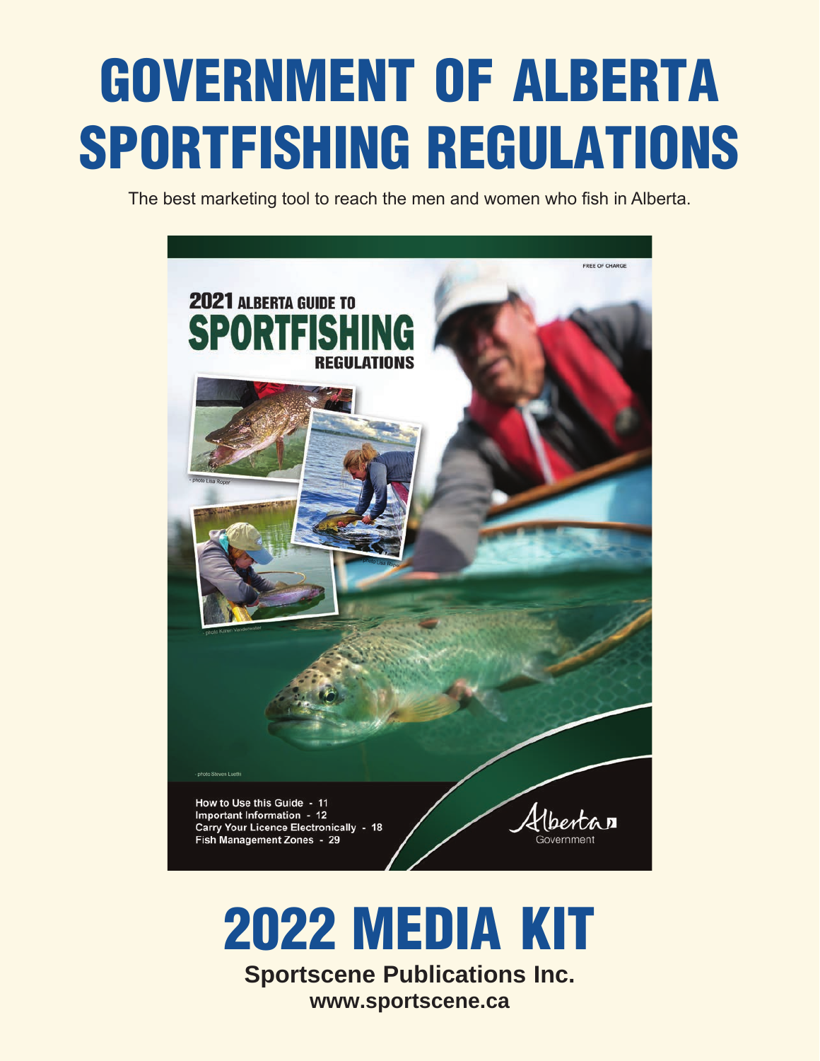# GOVERNMENT OF ALBERTA SPORTFISHING REGULATIONS

The best marketing tool to reach the men and women who fish in Alberta.

FREE OF CHARGE

**2021 ALBERTA GUIDE TO SPORTFISHING REGULATIONS**

- photo Lisa Roper

- photo Lisa Roper

- photo Karen Vandenwater

- photo Steven Loeffli

How to Use this Guide - 11
Important Information - 12
Carry Your Licence Electronically - 18
Fish Management Zones - 29

Alberta Government

# 2022 MEDIA KIT

**Sportscene Publications Inc.**

**www.sportscene.ca**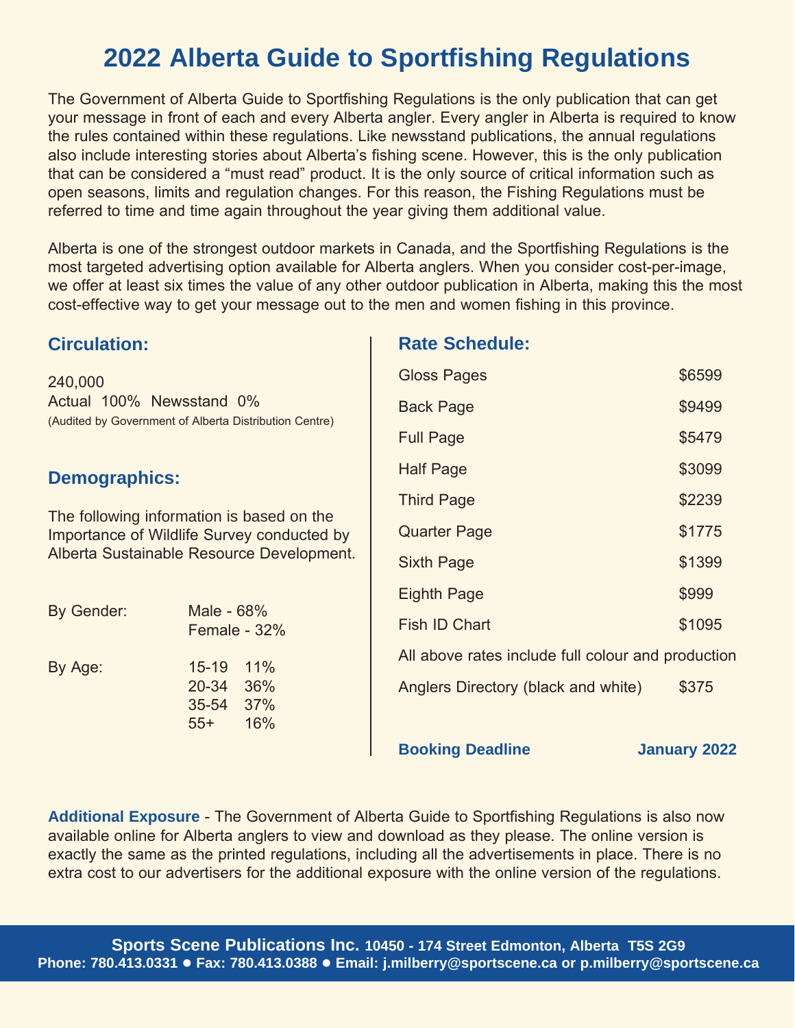# 2022 Alberta Guide to Sportfishing Regulations

The Government of Alberta Guide to Sportfishing Regulations is the only publication that can get your message in front of each and every Alberta angler. Every angler in Alberta is required to know the rules contained within these regulations. Like newsstand publications, the annual regulations also include interesting stories about Alberta's fishing scene. However, this is the only publication that can be considered a "must read" product. It is the only source of critical information such as open seasons, limits and regulation changes. For this reason, the Fishing Regulations must be referred to time and time again throughout the year giving them additional value.

Alberta is one of the strongest outdoor markets in Canada, and the Sportfishing Regulations is the most targeted advertising option available for Alberta anglers. When you consider cost-per-image, we offer at least six times the value of any other outdoor publication in Alberta, making this the most cost-effective way to get your message out to the men and women fishing in this province.

## Circulation:

240,000
Actual 100% Newsstand 0%
(Audited by Government of Alberta Distribution Centre)

## Demographics:

The following information is based on the Importance of Wildlife Survey conducted by Alberta Sustainable Resource Development.

| | | |
|---|---|---|
| By Gender: | Male - 68% | |
| | Female - 32% | |
| By Age: | 15-19 | 11% |
| | 20-34 | 36% |
| | 35-54 | 37% |
| | 55+ | 16% |

## Rate Schedule:

| | |
|---|---|
| Gloss Pages | $6599 |
| Back Page | $9499 |
| Full Page | $5479 |
| Half Page | $3099 |
| Third Page | $2239 |
| Quarter Page | $1775 |
| Sixth Page | $1399 |
| Eighth Page | $999 |
| Fish ID Chart | $1095 |

All above rates include full colour and production

| | |
|---|---|
| Anglers Directory (black and white) | $375 |

**Booking Deadline** **January 2022**

**Additional Exposure** - The Government of Alberta Guide to Sportfishing Regulations is also now available online for Alberta anglers to view and download as they please. The online version is exactly the same as the printed regulations, including all the advertisements in place. There is no extra cost to our advertisers for the additional exposure with the online version of the regulations.

**Sports Scene Publications Inc.** 10450 - 174 Street Edmonton, Alberta T5S 2G9
Phone: 780.413.0331 • Fax: 780.413.0388 • Email: j.milberry@sportscene.ca or p.milberry@sportscene.ca